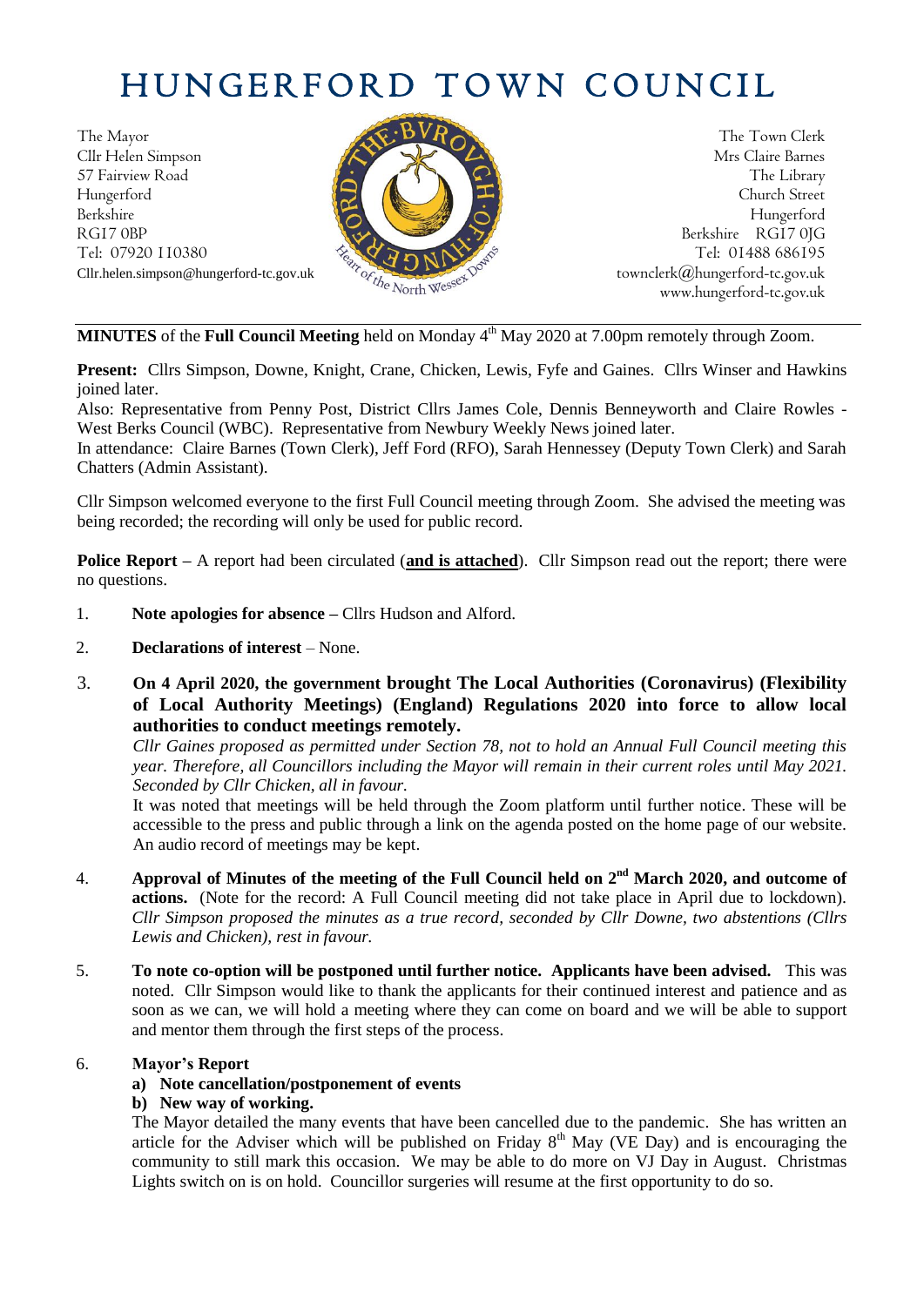# HUNGERFORD TOWN COUNCIL

The Mayor
Cllr Helen Simpson
57 Fairview Road
Hungerford
Berkshire
RG17 0BP
Tel: 07920 110380
Cllr.helen.simpson@hungerford-tc.gov.uk

The Town Clerk
Mrs Claire Barnes
The Library
Church Street
Hungerford
Berkshire RG17 0JG
Tel: 01488 686195
townclerk@hungerford-tc.gov.uk
www.hungerford-tc.gov.uk

---

**MINUTES** of the **Full Council Meeting** held on Monday 4th May 2020 at 7.00pm remotely through Zoom.

**Present:** Cllrs Simpson, Downe, Knight, Crane, Chicken, Lewis, Fyfe and Gaines. Cllrs Winser and Hawkins joined later.

Also: Representative from Penny Post, District Cllrs James Cole, Dennis Benneyworth and Claire Rowles - West Berks Council (WBC). Representative from Newbury Weekly News joined later.

In attendance: Claire Barnes (Town Clerk), Jeff Ford (RFO), Sarah Hennessey (Deputy Town Clerk) and Sarah Chatters (Admin Assistant).

Cllr Simpson welcomed everyone to the first Full Council meeting through Zoom. She advised the meeting was being recorded; the recording will only be used for public record.

**Police Report –** A report had been circulated (**and is attached**). Cllr Simpson read out the report; there were no questions.

1. **Note apologies for absence –** Cllrs Hudson and Alford.

2. **Declarations of interest** – None.

3. **On 4 April 2020, the government brought The Local Authorities (Coronavirus) (Flexibility of Local Authority Meetings) (England) Regulations 2020 into force to allow local authorities to conduct meetings remotely.**
   *Cllr Gaines proposed as permitted under Section 78, not to hold an Annual Full Council meeting this year. Therefore, all Councillors including the Mayor will remain in their current roles until May 2021. Seconded by Cllr Chicken, all in favour.*
   It was noted that meetings will be held through the Zoom platform until further notice. These will be accessible to the press and public through a link on the agenda posted on the home page of our website. An audio record of meetings may be kept.

4. **Approval of Minutes of the meeting of the Full Council held on 2nd March 2020, and outcome of actions.** (Note for the record: A Full Council meeting did not take place in April due to lockdown). *Cllr Simpson proposed the minutes as a true record, seconded by Cllr Downe, two abstentions (Cllrs Lewis and Chicken), rest in favour.*

5. **To note co-option will be postponed until further notice. Applicants have been advised.** This was noted. Cllr Simpson would like to thank the applicants for their continued interest and patience and as soon as we can, we will hold a meeting where they can come on board and we will be able to support and mentor them through the first steps of the process.

6. **Mayor's Report**
   **a) Note cancellation/postponement of events**
   **b) New way of working.**
   The Mayor detailed the many events that have been cancelled due to the pandemic. She has written an article for the Adviser which will be published on Friday 8th May (VE Day) and is encouraging the community to still mark this occasion. We may be able to do more on VJ Day in August. Christmas Lights switch on is on hold. Councillor surgeries will resume at the first opportunity to do so.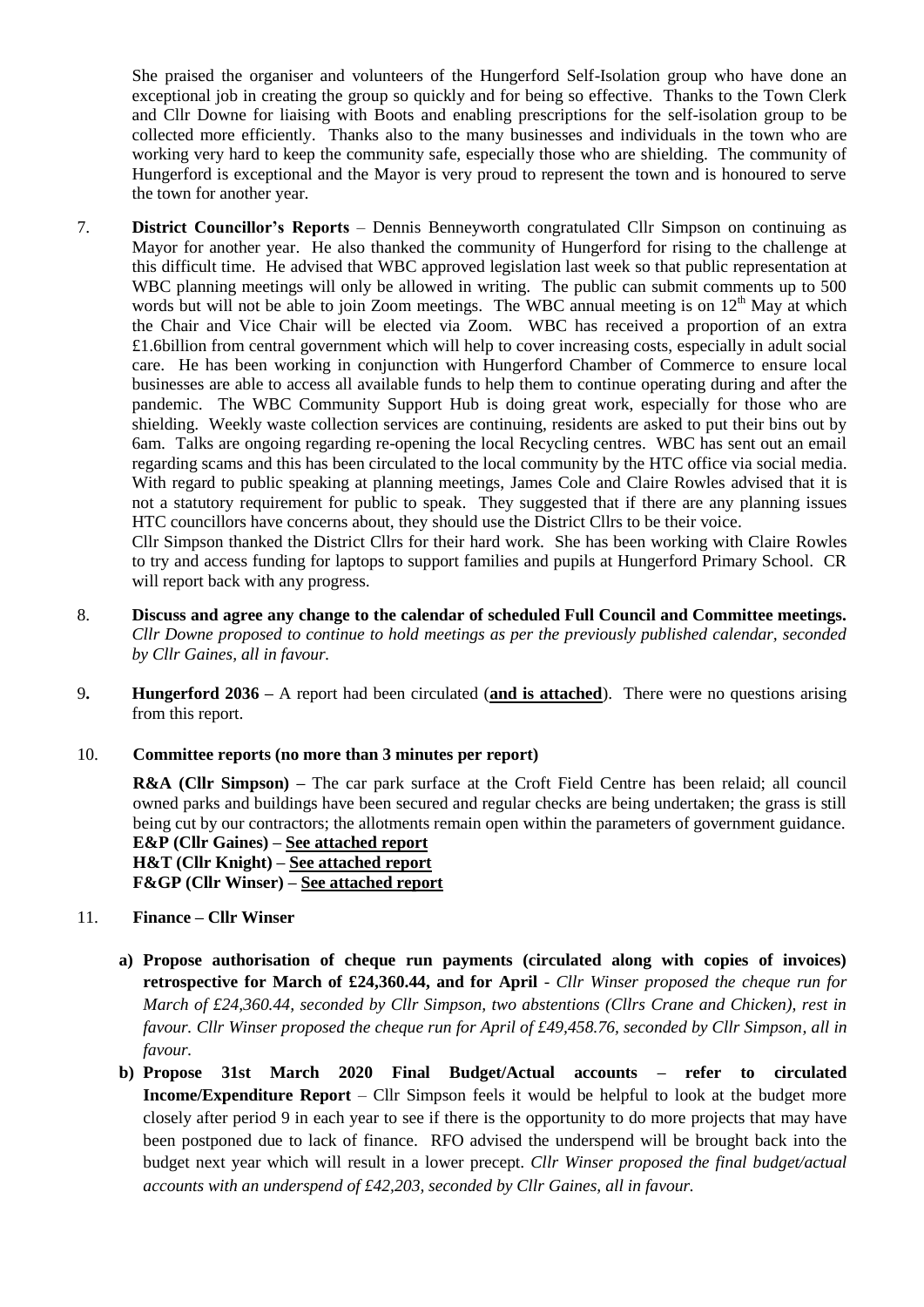She praised the organiser and volunteers of the Hungerford Self-Isolation group who have done an exceptional job in creating the group so quickly and for being so effective. Thanks to the Town Clerk and Cllr Downe for liaising with Boots and enabling prescriptions for the self-isolation group to be collected more efficiently. Thanks also to the many businesses and individuals in the town who are working very hard to keep the community safe, especially those who are shielding. The community of Hungerford is exceptional and the Mayor is very proud to represent the town and is honoured to serve the town for another year.

7. **District Councillor's Reports** – Dennis Benneyworth congratulated Cllr Simpson on continuing as Mayor for another year. He also thanked the community of Hungerford for rising to the challenge at this difficult time. He advised that WBC approved legislation last week so that public representation at WBC planning meetings will only be allowed in writing. The public can submit comments up to 500 words but will not be able to join Zoom meetings. The WBC annual meeting is on 12th May at which the Chair and Vice Chair will be elected via Zoom. WBC has received a proportion of an extra £1.6billion from central government which will help to cover increasing costs, especially in adult social care. He has been working in conjunction with Hungerford Chamber of Commerce to ensure local businesses are able to access all available funds to help them to continue operating during and after the pandemic. The WBC Community Support Hub is doing great work, especially for those who are shielding. Weekly waste collection services are continuing, residents are asked to put their bins out by 6am. Talks are ongoing regarding re-opening the local Recycling centres. WBC has sent out an email regarding scams and this has been circulated to the local community by the HTC office via social media. With regard to public speaking at planning meetings, James Cole and Claire Rowles advised that it is not a statutory requirement for public to speak. They suggested that if there are any planning issues HTC councillors have concerns about, they should use the District Cllrs to be their voice.

   Cllr Simpson thanked the District Cllrs for their hard work. She has been working with Claire Rowles to try and access funding for laptops to support families and pupils at Hungerford Primary School. CR will report back with any progress.

8. **Discuss and agree any change to the calendar of scheduled Full Council and Committee meetings.** *Cllr Downe proposed to continue to hold meetings as per the previously published calendar, seconded by Cllr Gaines, all in favour.*

9. **Hungerford 2036 –** A report had been circulated (**<u>and is attached</u>**). There were no questions arising from this report.

10. **Committee reports (no more than 3 minutes per report)**

    **R&A (Cllr Simpson) –** The car park surface at the Croft Field Centre has been relaid; all council owned parks and buildings have been secured and regular checks are being undertaken; the grass is still being cut by our contractors; the allotments remain open within the parameters of government guidance.
    **E&P (Cllr Gaines) – <u>See attached report</u>**
    **H&T (Cllr Knight) – <u>See attached report</u>**
    **F&GP (Cllr Winser) – <u>See attached report</u>**

11. **Finance – Cllr Winser**

    **a) Propose authorisation of cheque run payments (circulated along with copies of invoices) retrospective for March of £24,360.44, and for April** - *Cllr Winser proposed the cheque run for March of £24,360.44, seconded by Cllr Simpson, two abstentions (Cllrs Crane and Chicken), rest in favour. Cllr Winser proposed the cheque run for April of £49,458.76, seconded by Cllr Simpson, all in favour.*

    **b) Propose 31st March 2020 Final Budget/Actual accounts – refer to circulated Income/Expenditure Report** – Cllr Simpson feels it would be helpful to look at the budget more closely after period 9 in each year to see if there is the opportunity to do more projects that may have been postponed due to lack of finance. RFO advised the underspend will be brought back into the budget next year which will result in a lower precept. *Cllr Winser proposed the final budget/actual accounts with an underspend of £42,203, seconded by Cllr Gaines, all in favour.*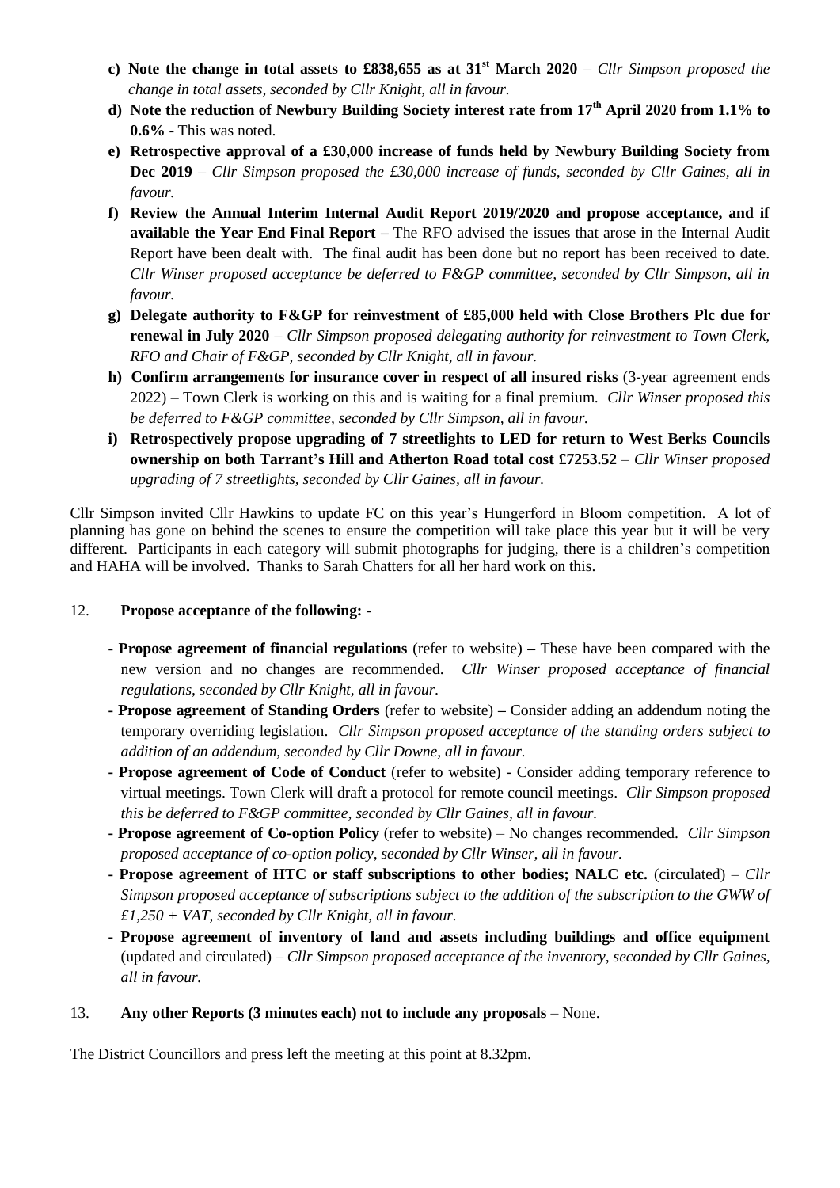- **c) Note the change in total assets to £838,655 as at 31st March 2020** – *Cllr Simpson proposed the change in total assets, seconded by Cllr Knight, all in favour.*
- **d) Note the reduction of Newbury Building Society interest rate from 17th April 2020 from 1.1% to 0.6%** - This was noted.
- **e) Retrospective approval of a £30,000 increase of funds held by Newbury Building Society from Dec 2019** – *Cllr Simpson proposed the £30,000 increase of funds, seconded by Cllr Gaines, all in favour.*
- **f) Review the Annual Interim Internal Audit Report 2019/2020 and propose acceptance, and if available the Year End Final Report –** The RFO advised the issues that arose in the Internal Audit Report have been dealt with. The final audit has been done but no report has been received to date. *Cllr Winser proposed acceptance be deferred to F&GP committee, seconded by Cllr Simpson, all in favour.*
- **g) Delegate authority to F&GP for reinvestment of £85,000 held with Close Brothers Plc due for renewal in July 2020** – *Cllr Simpson proposed delegating authority for reinvestment to Town Clerk, RFO and Chair of F&GP, seconded by Cllr Knight, all in favour.*
- **h) Confirm arrangements for insurance cover in respect of all insured risks** (3-year agreement ends 2022) – Town Clerk is working on this and is waiting for a final premium. *Cllr Winser proposed this be deferred to F&GP committee, seconded by Cllr Simpson, all in favour.*
- **i) Retrospectively propose upgrading of 7 streetlights to LED for return to West Berks Councils ownership on both Tarrant's Hill and Atherton Road total cost £7253.52** – *Cllr Winser proposed upgrading of 7 streetlights, seconded by Cllr Gaines, all in favour.*

Cllr Simpson invited Cllr Hawkins to update FC on this year's Hungerford in Bloom competition. A lot of planning has gone on behind the scenes to ensure the competition will take place this year but it will be very different. Participants in each category will submit photographs for judging, there is a children's competition and HAHA will be involved. Thanks to Sarah Chatters for all her hard work on this.

12. **Propose acceptance of the following: -**

- **Propose agreement of financial regulations** (refer to website) **–** These have been compared with the new version and no changes are recommended. *Cllr Winser proposed acceptance of financial regulations, seconded by Cllr Knight, all in favour.*
- **Propose agreement of Standing Orders** (refer to website) **–** Consider adding an addendum noting the temporary overriding legislation. *Cllr Simpson proposed acceptance of the standing orders subject to addition of an addendum, seconded by Cllr Downe, all in favour.*
- **Propose agreement of Code of Conduct** (refer to website) - Consider adding temporary reference to virtual meetings. Town Clerk will draft a protocol for remote council meetings. *Cllr Simpson proposed this be deferred to F&GP committee, seconded by Cllr Gaines, all in favour.*
- **Propose agreement of Co-option Policy** (refer to website) – No changes recommended. *Cllr Simpson proposed acceptance of co-option policy, seconded by Cllr Winser, all in favour.*
- **Propose agreement of HTC or staff subscriptions to other bodies; NALC etc.** (circulated) – *Cllr Simpson proposed acceptance of subscriptions subject to the addition of the subscription to the GWW of £1,250 + VAT, seconded by Cllr Knight, all in favour.*
- **Propose agreement of inventory of land and assets including buildings and office equipment** (updated and circulated) – *Cllr Simpson proposed acceptance of the inventory, seconded by Cllr Gaines, all in favour.*

13. **Any other Reports (3 minutes each) not to include any proposals** – None.

The District Councillors and press left the meeting at this point at 8.32pm.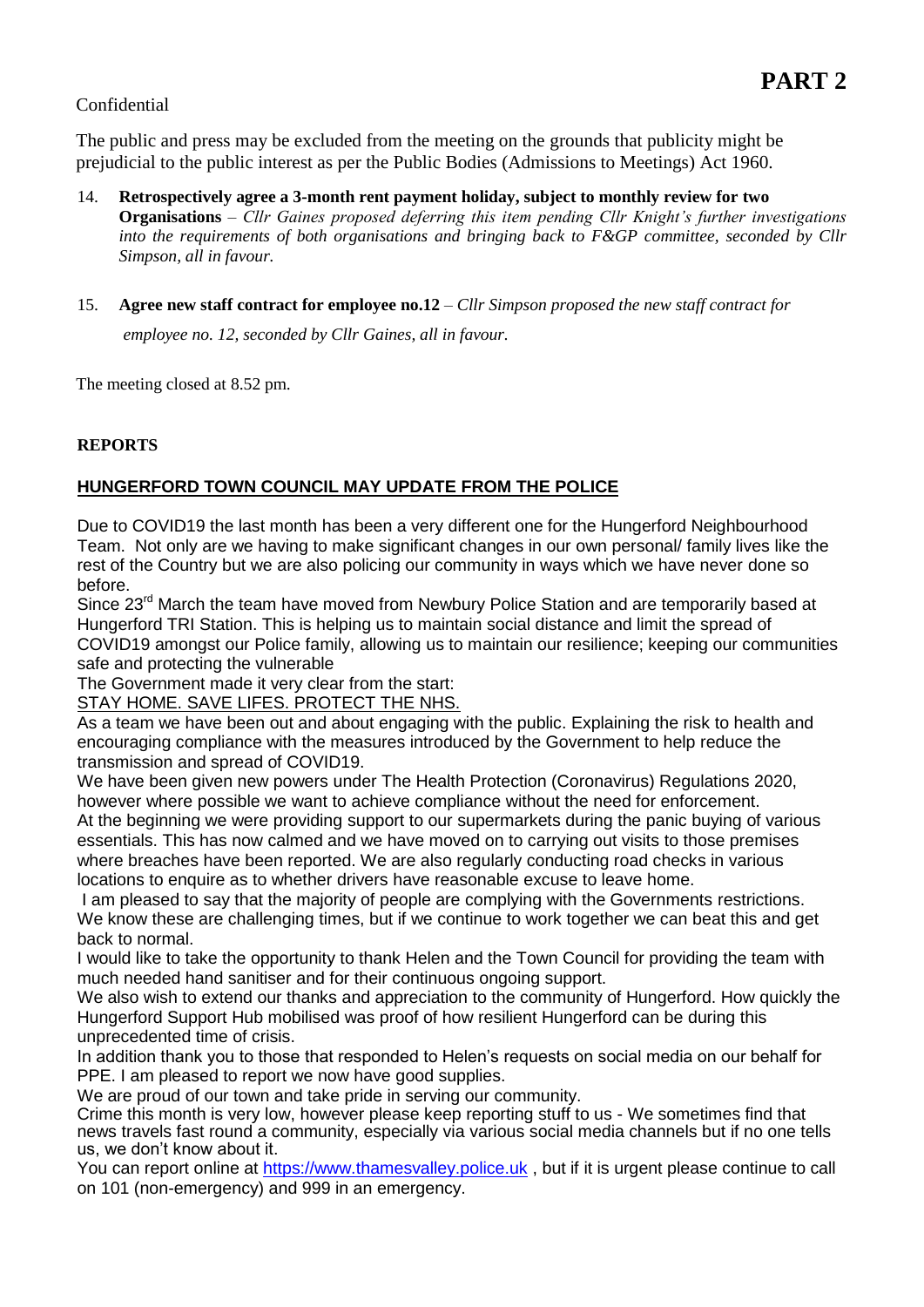# PART 2

Confidential

The public and press may be excluded from the meeting on the grounds that publicity might be prejudicial to the public interest as per the Public Bodies (Admissions to Meetings) Act 1960.

14. **Retrospectively agree a 3-month rent payment holiday, subject to monthly review for two Organisations** – *Cllr Gaines proposed deferring this item pending Cllr Knight's further investigations into the requirements of both organisations and bringing back to F&GP committee, seconded by Cllr Simpson, all in favour.*

15. **Agree new staff contract for employee no.12** – *Cllr Simpson proposed the new staff contract for employee no. 12, seconded by Cllr Gaines, all in favour.*

The meeting closed at 8.52 pm.

**REPORTS**

## HUNGERFORD TOWN COUNCIL MAY UPDATE FROM THE POLICE

Due to COVID19 the last month has been a very different one for the Hungerford Neighbourhood Team. Not only are we having to make significant changes in our own personal/ family lives like the rest of the Country but we are also policing our community in ways which we have never done so before.

Since 23rd March the team have moved from Newbury Police Station and are temporarily based at Hungerford TRI Station. This is helping us to maintain social distance and limit the spread of COVID19 amongst our Police family, allowing us to maintain our resilience; keeping our communities safe and protecting the vulnerable

The Government made it very clear from the start:

STAY HOME. SAVE LIFES. PROTECT THE NHS.

As a team we have been out and about engaging with the public. Explaining the risk to health and encouraging compliance with the measures introduced by the Government to help reduce the transmission and spread of COVID19.

We have been given new powers under The Health Protection (Coronavirus) Regulations 2020, however where possible we want to achieve compliance without the need for enforcement.

At the beginning we were providing support to our supermarkets during the panic buying of various essentials. This has now calmed and we have moved on to carrying out visits to those premises where breaches have been reported. We are also regularly conducting road checks in various locations to enquire as to whether drivers have reasonable excuse to leave home.

I am pleased to say that the majority of people are complying with the Governments restrictions. We know these are challenging times, but if we continue to work together we can beat this and get back to normal.

I would like to take the opportunity to thank Helen and the Town Council for providing the team with much needed hand sanitiser and for their continuous ongoing support.

We also wish to extend our thanks and appreciation to the community of Hungerford. How quickly the Hungerford Support Hub mobilised was proof of how resilient Hungerford can be during this unprecedented time of crisis.

In addition thank you to those that responded to Helen's requests on social media on our behalf for PPE. I am pleased to report we now have good supplies.

We are proud of our town and take pride in serving our community.

Crime this month is very low, however please keep reporting stuff to us - We sometimes find that news travels fast round a community, especially via various social media channels but if no one tells us, we don't know about it.

You can report online at https://www.thamesvalley.police.uk , but if it is urgent please continue to call on 101 (non-emergency) and 999 in an emergency.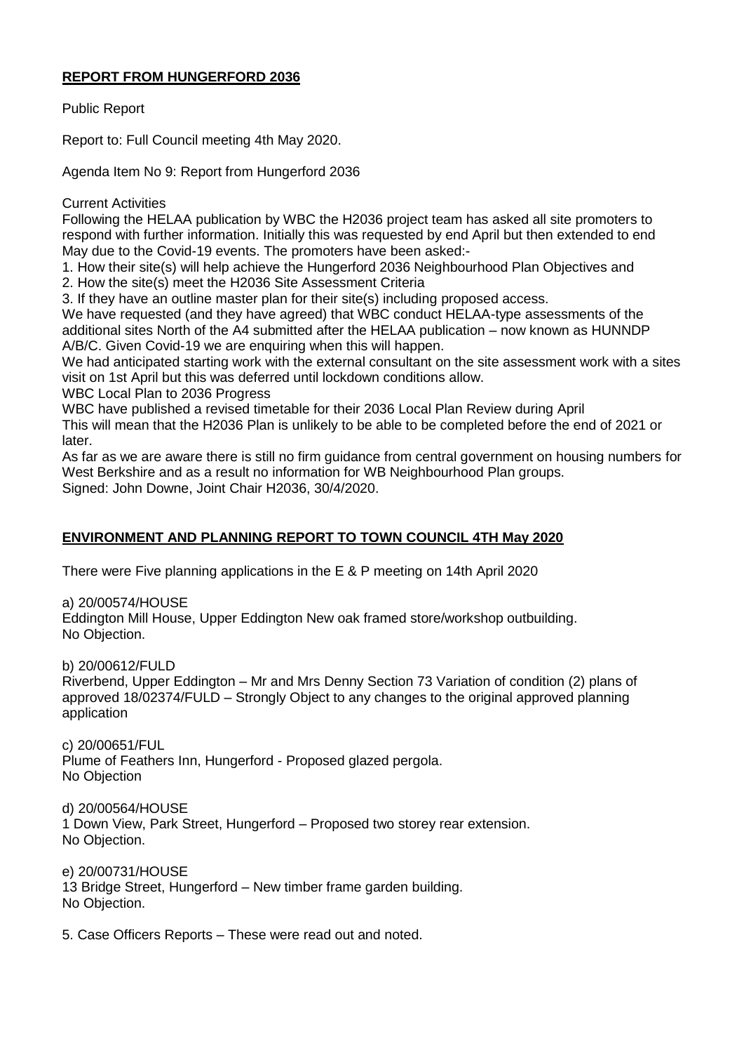## **REPORT FROM HUNGERFORD 2036**

Public Report

Report to: Full Council meeting 4th May 2020.

Agenda Item No 9: Report from Hungerford 2036

Current Activities

Following the HELAA publication by WBC the H2036 project team has asked all site promoters to respond with further information. Initially this was requested by end April but then extended to end May due to the Covid-19 events. The promoters have been asked:-

1. How their site(s) will help achieve the Hungerford 2036 Neighbourhood Plan Objectives and
2. How the site(s) meet the H2036 Site Assessment Criteria
3. If they have an outline master plan for their site(s) including proposed access.

We have requested (and they have agreed) that WBC conduct HELAA-type assessments of the additional sites North of the A4 submitted after the HELAA publication – now known as HUNNDP A/B/C. Given Covid-19 we are enquiring when this will happen.

We had anticipated starting work with the external consultant on the site assessment work with a sites visit on 1st April but this was deferred until lockdown conditions allow.

WBC Local Plan to 2036 Progress

WBC have published a revised timetable for their 2036 Local Plan Review during April

This will mean that the H2036 Plan is unlikely to be able to be completed before the end of 2021 or later.

As far as we are aware there is still no firm guidance from central government on housing numbers for West Berkshire and as a result no information for WB Neighbourhood Plan groups.

Signed: John Downe, Joint Chair H2036, 30/4/2020.

## **ENVIRONMENT AND PLANNING REPORT TO TOWN COUNCIL 4TH May 2020**

There were Five planning applications in the E & P meeting on 14th April 2020

a) 20/00574/HOUSE
Eddington Mill House, Upper Eddington New oak framed store/workshop outbuilding.
No Objection.

b) 20/00612/FULD
Riverbend, Upper Eddington – Mr and Mrs Denny Section 73 Variation of condition (2) plans of approved 18/02374/FULD – Strongly Object to any changes to the original approved planning application

c) 20/00651/FUL
Plume of Feathers Inn, Hungerford - Proposed glazed pergola.
No Objection

d) 20/00564/HOUSE
1 Down View, Park Street, Hungerford – Proposed two storey rear extension.
No Objection.

e) 20/00731/HOUSE
13 Bridge Street, Hungerford – New timber frame garden building.
No Objection.

5. Case Officers Reports – These were read out and noted.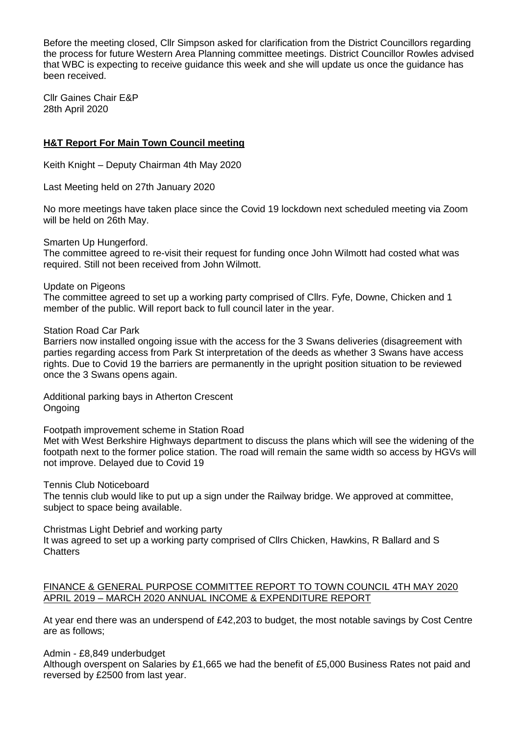Before the meeting closed, Cllr Simpson asked for clarification from the District Councillors regarding the process for future Western Area Planning committee meetings. District Councillor Rowles advised that WBC is expecting to receive guidance this week and she will update us once the guidance has been received.

Cllr Gaines Chair E&P
28th April 2020

## H&T Report For Main Town Council meeting

Keith Knight – Deputy Chairman 4th May 2020

Last Meeting held on 27th January 2020

No more meetings have taken place since the Covid 19 lockdown next scheduled meeting via Zoom will be held on 26th May.

Smarten Up Hungerford.
The committee agreed to re-visit their request for funding once John Wilmott had costed what was required. Still not been received from John Wilmott.

Update on Pigeons
The committee agreed to set up a working party comprised of Cllrs. Fyfe, Downe, Chicken and 1 member of the public. Will report back to full council later in the year.

Station Road Car Park
Barriers now installed ongoing issue with the access for the 3 Swans deliveries (disagreement with parties regarding access from Park St interpretation of the deeds as whether 3 Swans have access rights. Due to Covid 19 the barriers are permanently in the upright position situation to be reviewed once the 3 Swans opens again.

Additional parking bays in Atherton Crescent
Ongoing

Footpath improvement scheme in Station Road
Met with West Berkshire Highways department to discuss the plans which will see the widening of the footpath next to the former police station. The road will remain the same width so access by HGVs will not improve. Delayed due to Covid 19

Tennis Club Noticeboard
The tennis club would like to put up a sign under the Railway bridge. We approved at committee, subject to space being available.

Christmas Light Debrief and working party
It was agreed to set up a working party comprised of Cllrs Chicken, Hawkins, R Ballard and S Chatters

FINANCE & GENERAL PURPOSE COMMITTEE REPORT TO TOWN COUNCIL 4TH MAY 2020
APRIL 2019 – MARCH 2020 ANNUAL INCOME & EXPENDITURE REPORT

At year end there was an underspend of £42,203 to budget, the most notable savings by Cost Centre are as follows;

Admin - £8,849 underbudget
Although overspent on Salaries by £1,665 we had the benefit of £5,000 Business Rates not paid and reversed by £2500 from last year.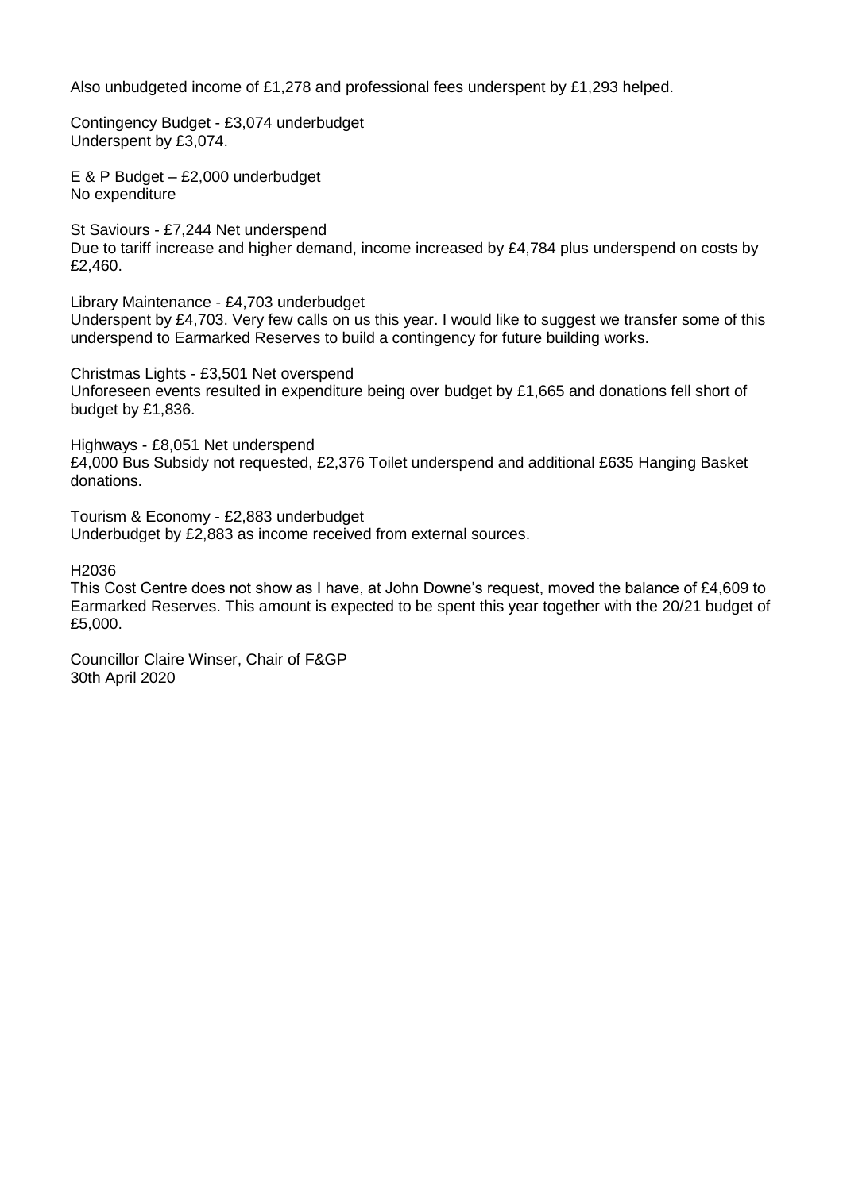Also unbudgeted income of £1,278 and professional fees underspent by £1,293 helped.

Contingency Budget - £3,074 underbudget
Underspent by £3,074.

E & P Budget – £2,000 underbudget
No expenditure

St Saviours - £7,244 Net underspend
Due to tariff increase and higher demand, income increased by £4,784 plus underspend on costs by £2,460.

Library Maintenance - £4,703 underbudget
Underspent by £4,703. Very few calls on us this year. I would like to suggest we transfer some of this underspend to Earmarked Reserves to build a contingency for future building works.

Christmas Lights - £3,501 Net overspend
Unforeseen events resulted in expenditure being over budget by £1,665 and donations fell short of budget by £1,836.

Highways - £8,051 Net underspend
£4,000 Bus Subsidy not requested, £2,376 Toilet underspend and additional £635 Hanging Basket donations.

Tourism & Economy - £2,883 underbudget
Underbudget by £2,883 as income received from external sources.

H2036
This Cost Centre does not show as I have, at John Downe's request, moved the balance of £4,609 to Earmarked Reserves. This amount is expected to be spent this year together with the 20/21 budget of £5,000.

Councillor Claire Winser, Chair of F&GP
30th April 2020